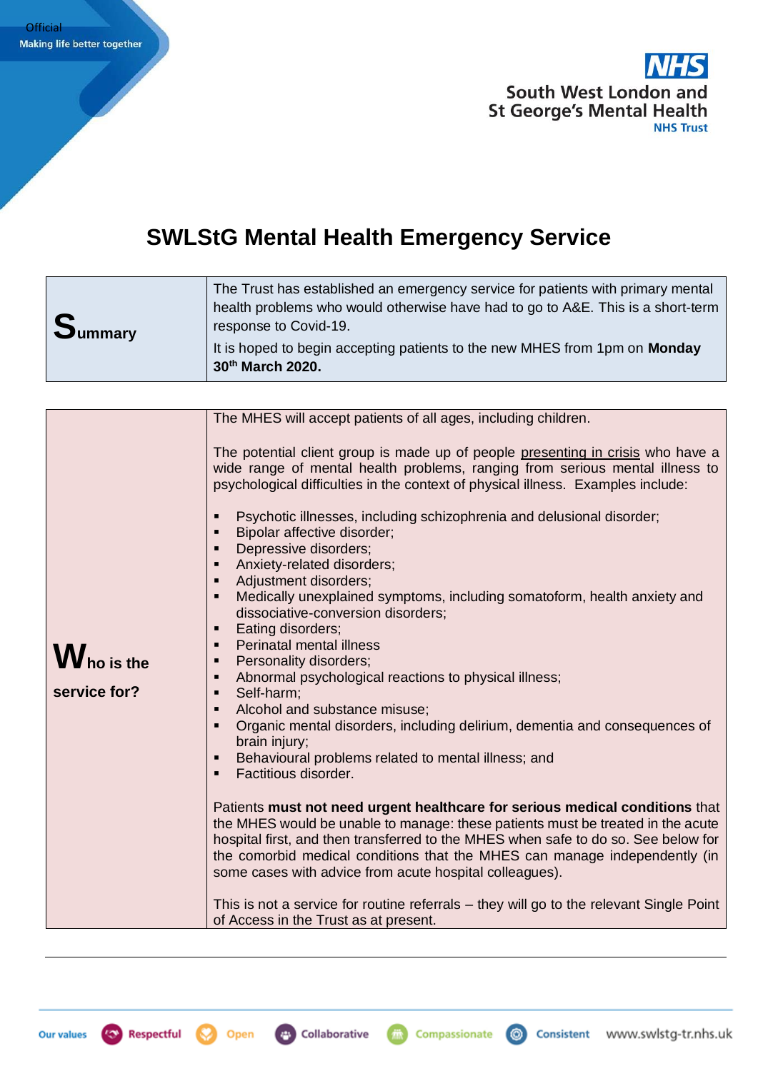# SWLStG Mental Health Emergency Service

| **Summary** | The Trust has established an emergency service for patients with primary mental health problems who would otherwise have had to go to A&E. This is a short-term response to Covid-19.<br><br>It is hoped to begin accepting patients to the new MHES from 1pm on **Monday 30th March 2020.** |
|---|---|

| **Who is the service for?** | The MHES will accept patients of all ages, including children.<br><br>The potential client group is made up of people presenting in crisis who have a wide range of mental health problems, ranging from serious mental illness to psychological difficulties in the context of physical illness. Examples include:<br><br>▪ Psychotic illnesses, including schizophrenia and delusional disorder;<br>▪ Bipolar affective disorder;<br>▪ Depressive disorders;<br>▪ Anxiety-related disorders;<br>▪ Adjustment disorders;<br>▪ Medically unexplained symptoms, including somatoform, health anxiety and dissociative-conversion disorders;<br>▪ Eating disorders;<br>▪ Perinatal mental illness<br>▪ Personality disorders;<br>▪ Abnormal psychological reactions to physical illness;<br>▪ Self-harm;<br>▪ Alcohol and substance misuse;<br>▪ Organic mental disorders, including delirium, dementia and consequences of brain injury;<br>▪ Behavioural problems related to mental illness; and<br>▪ Factitious disorder.<br><br>Patients **must not need urgent healthcare for serious medical conditions** that the MHES would be unable to manage: these patients must be treated in the acute hospital first, and then transferred to the MHES when safe to do so. See below for the comorbid medical conditions that the MHES can manage independently (in some cases with advice from acute hospital colleagues).<br><br>This is not a service for routine referrals – they will go to the relevant Single Point of Access in the Trust as at present. |
|---|---|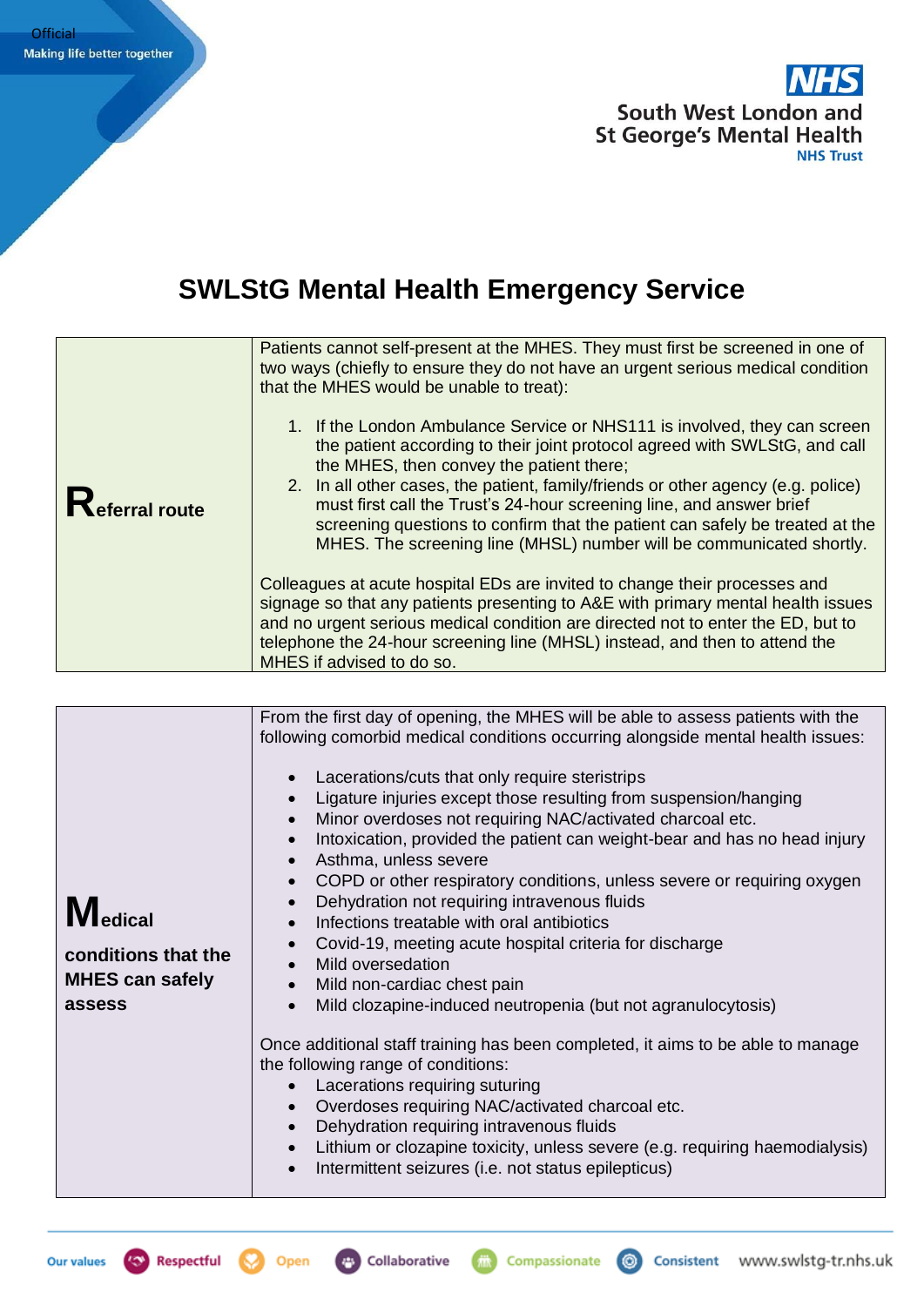# SWLStG Mental Health Emergency Service

| **Referral route** | Patients cannot self-present at the MHES. They must first be screened in one of two ways (chiefly to ensure they do not have an urgent serious medical condition that the MHES would be unable to treat):<br><br>1. If the London Ambulance Service or NHS111 is involved, they can screen the patient according to their joint protocol agreed with SWLStG, and call the MHES, then convey the patient there;<br>2. In all other cases, the patient, family/friends or other agency (e.g. police) must first call the Trust's 24-hour screening line, and answer brief screening questions to confirm that the patient can safely be treated at the MHES. The screening line (MHSL) number will be communicated shortly.<br><br>Colleagues at acute hospital EDs are invited to change their processes and signage so that any patients presenting to A&E with primary mental health issues and no urgent serious medical condition are directed not to enter the ED, but to telephone the 24-hour screening line (MHSL) instead, and then to attend the MHES if advised to do so. |
|---|---|

| **Medical conditions that the MHES can safely assess** | From the first day of opening, the MHES will be able to assess patients with the following comorbid medical conditions occurring alongside mental health issues:<br><br>• Lacerations/cuts that only require steristrips<br>• Ligature injuries except those resulting from suspension/hanging<br>• Minor overdoses not requiring NAC/activated charcoal etc.<br>• Intoxication, provided the patient can weight-bear and has no head injury<br>• Asthma, unless severe<br>• COPD or other respiratory conditions, unless severe or requiring oxygen<br>• Dehydration not requiring intravenous fluids<br>• Infections treatable with oral antibiotics<br>• Covid-19, meeting acute hospital criteria for discharge<br>• Mild oversedation<br>• Mild non-cardiac chest pain<br>• Mild clozapine-induced neutropenia (but not agranulocytosis)<br><br>Once additional staff training has been completed, it aims to be able to manage the following range of conditions:<br>• Lacerations requiring suturing<br>• Overdoses requiring NAC/activated charcoal etc.<br>• Dehydration requiring intravenous fluids<br>• Lithium or clozapine toxicity, unless severe (e.g. requiring haemodialysis)<br>• Intermittent seizures (i.e. not status epilepticus) |
|---|---|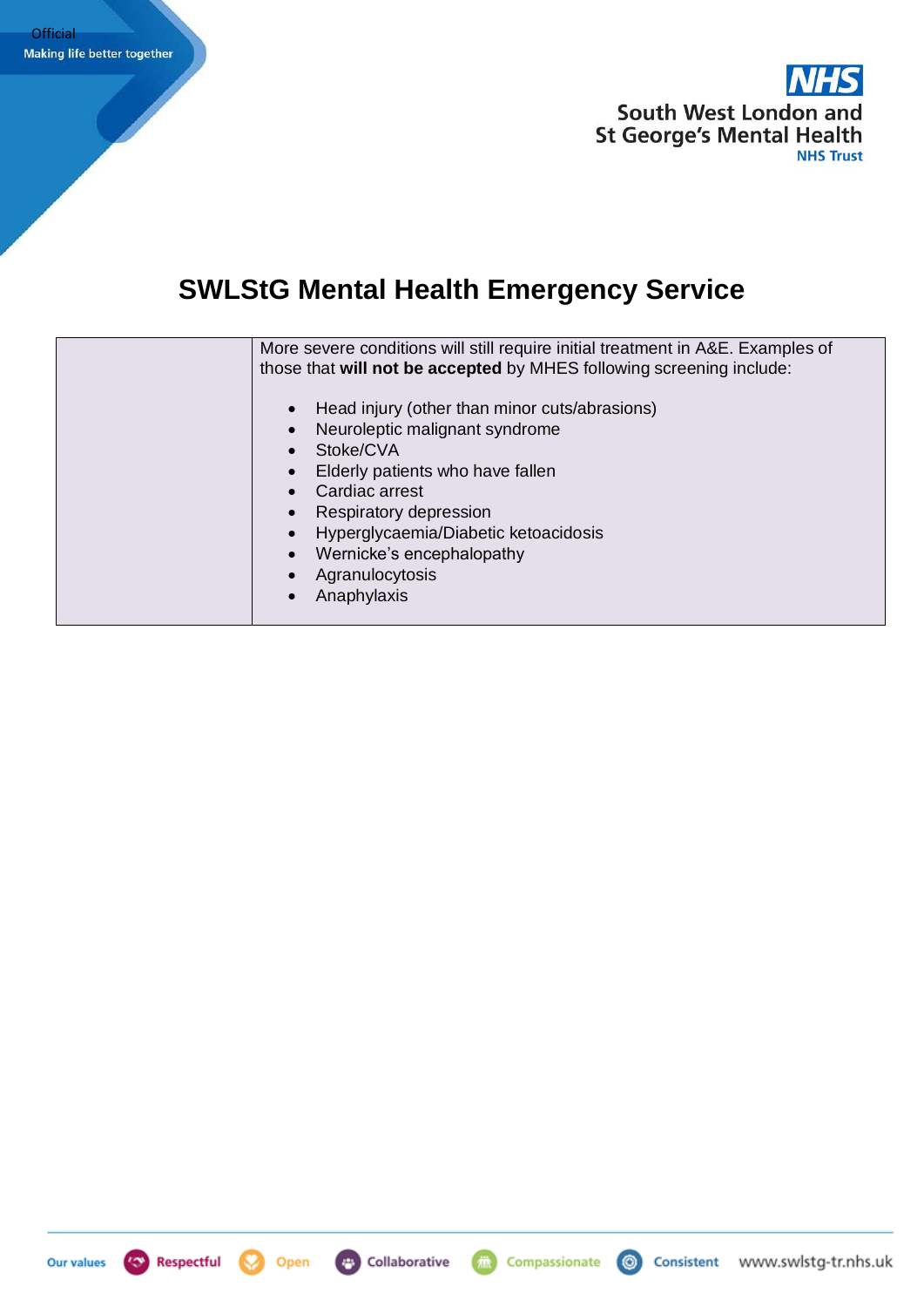# SWLStG Mental Health Emergency Service

| | |
|---|---|
| | More severe conditions will still require initial treatment in A&E. Examples of those that **will not be accepted** by MHES following screening include:<br><br>• Head injury (other than minor cuts/abrasions)<br>• Neuroleptic malignant syndrome<br>• Stoke/CVA<br>• Elderly patients who have fallen<br>• Cardiac arrest<br>• Respiratory depression<br>• Hyperglycaemia/Diabetic ketoacidosis<br>• Wernicke's encephalopathy<br>• Agranulocytosis<br>• Anaphylaxis |